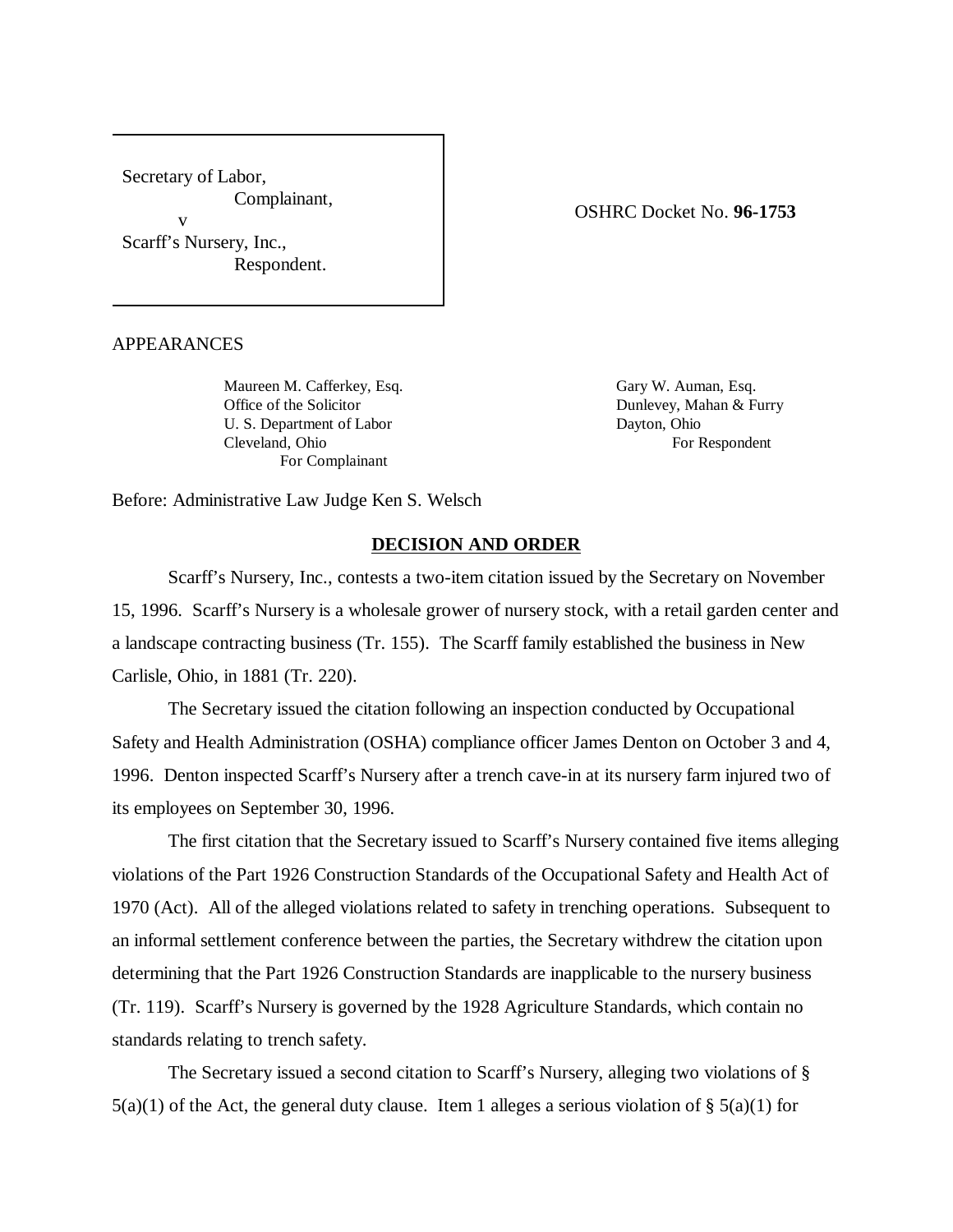Secretary of Labor,
Complainant,
v
Scarff's Nursery, Inc.,
Respondent.

OSHRC Docket No. **96-1753**

APPEARANCES

Maureen M. Cafferkey, Esq.
Office of the Solicitor
U. S. Department of Labor
Cleveland, Ohio
For Complainant

Gary W. Auman, Esq.
Dunlevey, Mahan & Furry
Dayton, Ohio
For Respondent

Before: Administrative Law Judge Ken S. Welsch

**DECISION AND ORDER**

Scarff's Nursery, Inc., contests a two-item citation issued by the Secretary on November 15, 1996. Scarff's Nursery is a wholesale grower of nursery stock, with a retail garden center and a landscape contracting business (Tr. 155). The Scarff family established the business in New Carlisle, Ohio, in 1881 (Tr. 220).

The Secretary issued the citation following an inspection conducted by Occupational Safety and Health Administration (OSHA) compliance officer James Denton on October 3 and 4, 1996. Denton inspected Scarff's Nursery after a trench cave-in at its nursery farm injured two of its employees on September 30, 1996.

The first citation that the Secretary issued to Scarff's Nursery contained five items alleging violations of the Part 1926 Construction Standards of the Occupational Safety and Health Act of 1970 (Act). All of the alleged violations related to safety in trenching operations. Subsequent to an informal settlement conference between the parties, the Secretary withdrew the citation upon determining that the Part 1926 Construction Standards are inapplicable to the nursery business (Tr. 119). Scarff's Nursery is governed by the 1928 Agriculture Standards, which contain no standards relating to trench safety.

The Secretary issued a second citation to Scarff's Nursery, alleging two violations of § 5(a)(1) of the Act, the general duty clause. Item 1 alleges a serious violation of § 5(a)(1) for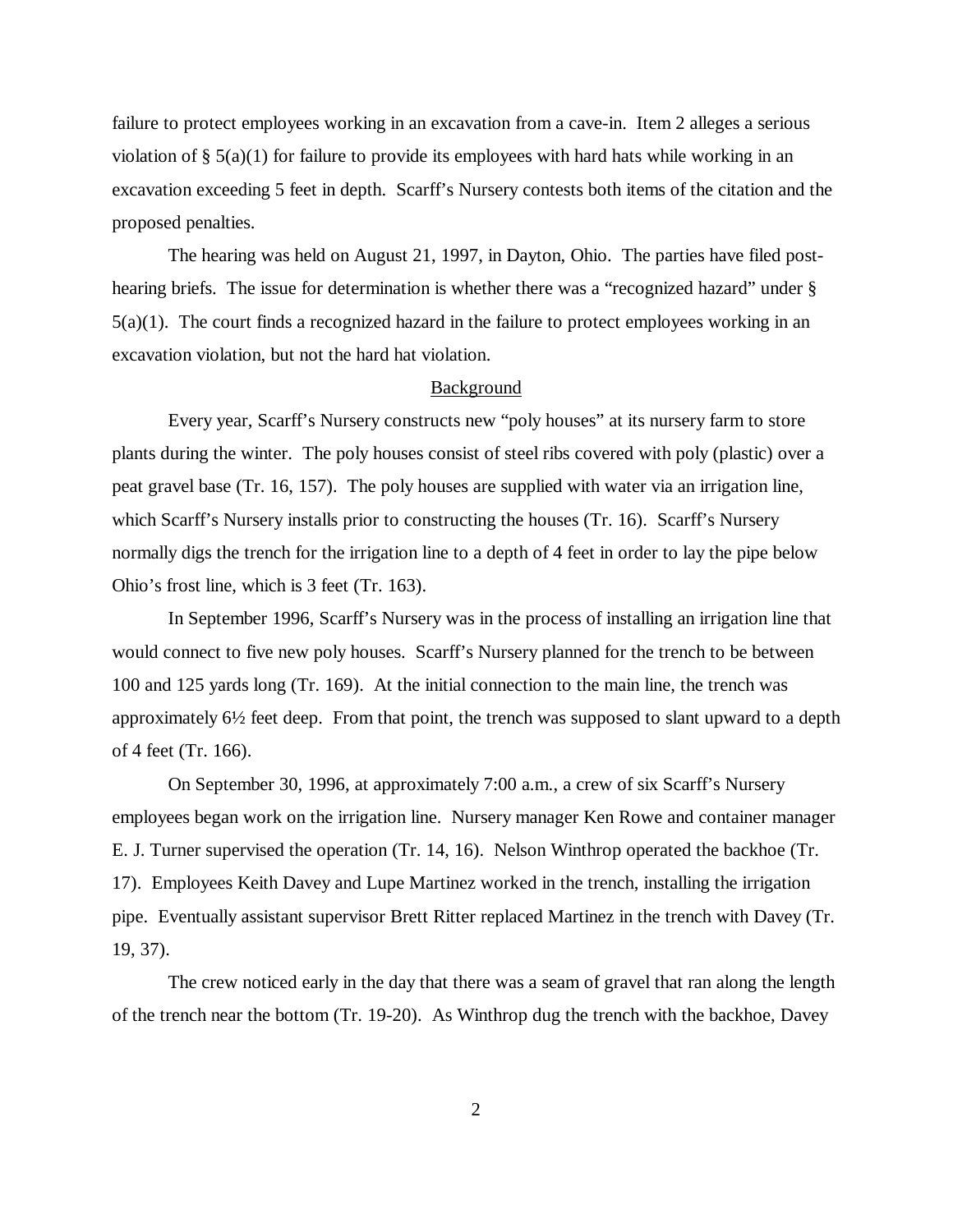failure to protect employees working in an excavation from a cave-in. Item 2 alleges a serious violation of § 5(a)(1) for failure to provide its employees with hard hats while working in an excavation exceeding 5 feet in depth. Scarff's Nursery contests both items of the citation and the proposed penalties.

The hearing was held on August 21, 1997, in Dayton, Ohio. The parties have filed post-hearing briefs. The issue for determination is whether there was a "recognized hazard" under § 5(a)(1). The court finds a recognized hazard in the failure to protect employees working in an excavation violation, but not the hard hat violation.

## Background

Every year, Scarff's Nursery constructs new "poly houses" at its nursery farm to store plants during the winter. The poly houses consist of steel ribs covered with poly (plastic) over a peat gravel base (Tr. 16, 157). The poly houses are supplied with water via an irrigation line, which Scarff's Nursery installs prior to constructing the houses (Tr. 16). Scarff's Nursery normally digs the trench for the irrigation line to a depth of 4 feet in order to lay the pipe below Ohio's frost line, which is 3 feet (Tr. 163).

In September 1996, Scarff's Nursery was in the process of installing an irrigation line that would connect to five new poly houses. Scarff's Nursery planned for the trench to be between 100 and 125 yards long (Tr. 169). At the initial connection to the main line, the trench was approximately 6½ feet deep. From that point, the trench was supposed to slant upward to a depth of 4 feet (Tr. 166).

On September 30, 1996, at approximately 7:00 a.m., a crew of six Scarff's Nursery employees began work on the irrigation line. Nursery manager Ken Rowe and container manager E. J. Turner supervised the operation (Tr. 14, 16). Nelson Winthrop operated the backhoe (Tr. 17). Employees Keith Davey and Lupe Martinez worked in the trench, installing the irrigation pipe. Eventually assistant supervisor Brett Ritter replaced Martinez in the trench with Davey (Tr. 19, 37).

The crew noticed early in the day that there was a seam of gravel that ran along the length of the trench near the bottom (Tr. 19-20). As Winthrop dug the trench with the backhoe, Davey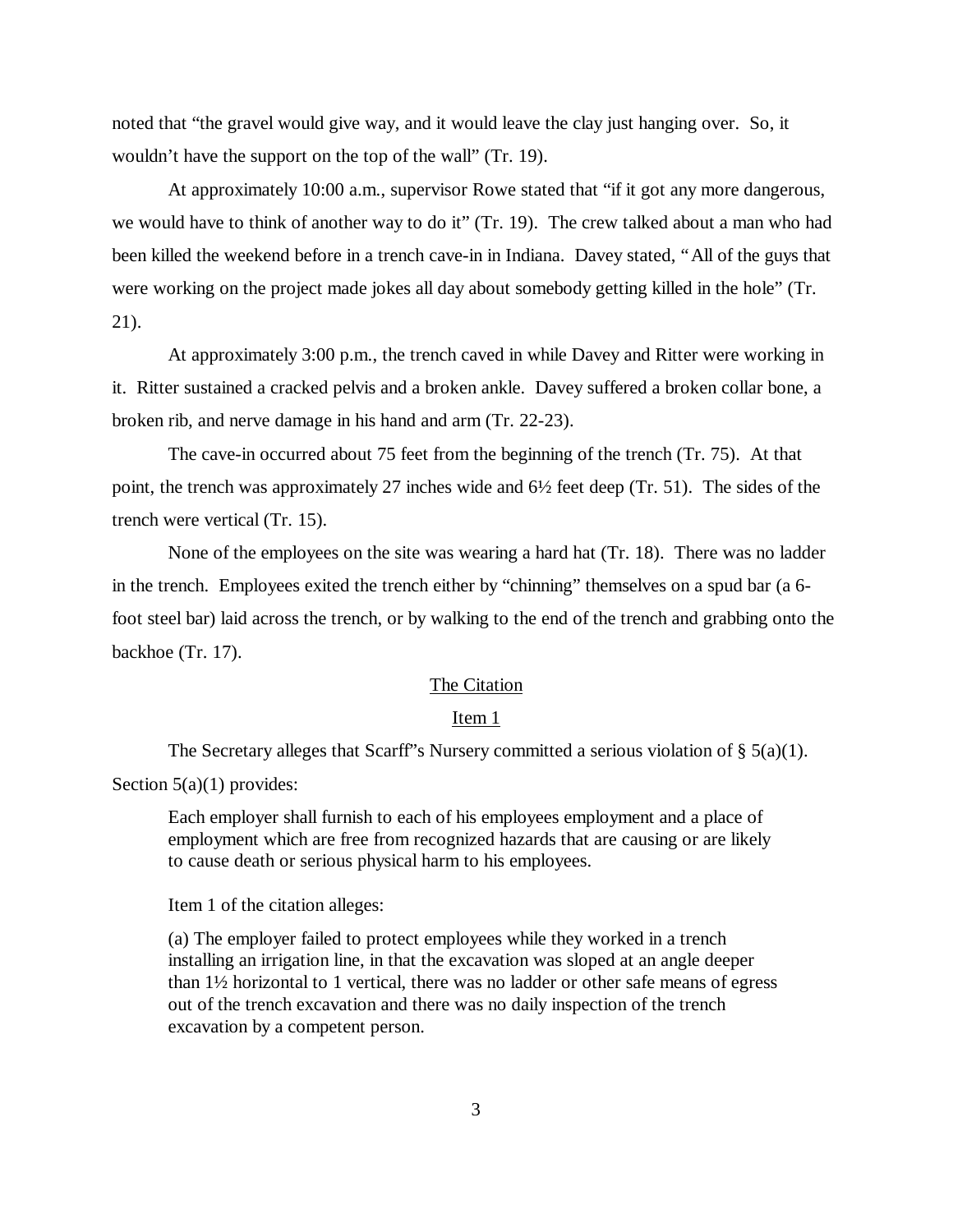noted that "the gravel would give way, and it would leave the clay just hanging over. So, it wouldn't have the support on the top of the wall" (Tr. 19).

At approximately 10:00 a.m., supervisor Rowe stated that "if it got any more dangerous, we would have to think of another way to do it" (Tr. 19). The crew talked about a man who had been killed the weekend before in a trench cave-in in Indiana. Davey stated, "All of the guys that were working on the project made jokes all day about somebody getting killed in the hole" (Tr. 21).

At approximately 3:00 p.m., the trench caved in while Davey and Ritter were working in it. Ritter sustained a cracked pelvis and a broken ankle. Davey suffered a broken collar bone, a broken rib, and nerve damage in his hand and arm (Tr. 22-23).

The cave-in occurred about 75 feet from the beginning of the trench (Tr. 75). At that point, the trench was approximately 27 inches wide and 6½ feet deep (Tr. 51). The sides of the trench were vertical (Tr. 15).

None of the employees on the site was wearing a hard hat (Tr. 18). There was no ladder in the trench. Employees exited the trench either by "chinning" themselves on a spud bar (a 6-foot steel bar) laid across the trench, or by walking to the end of the trench and grabbing onto the backhoe (Tr. 17).

<u>The Citation</u>

<u>Item 1</u>

The Secretary alleges that Scarff"s Nursery committed a serious violation of § 5(a)(1). Section 5(a)(1) provides:

> Each employer shall furnish to each of his employees employment and a place of employment which are free from recognized hazards that are causing or are likely to cause death or serious physical harm to his employees.

Item 1 of the citation alleges:

> (a) The employer failed to protect employees while they worked in a trench installing an irrigation line, in that the excavation was sloped at an angle deeper than 1½ horizontal to 1 vertical, there was no ladder or other safe means of egress out of the trench excavation and there was no daily inspection of the trench excavation by a competent person.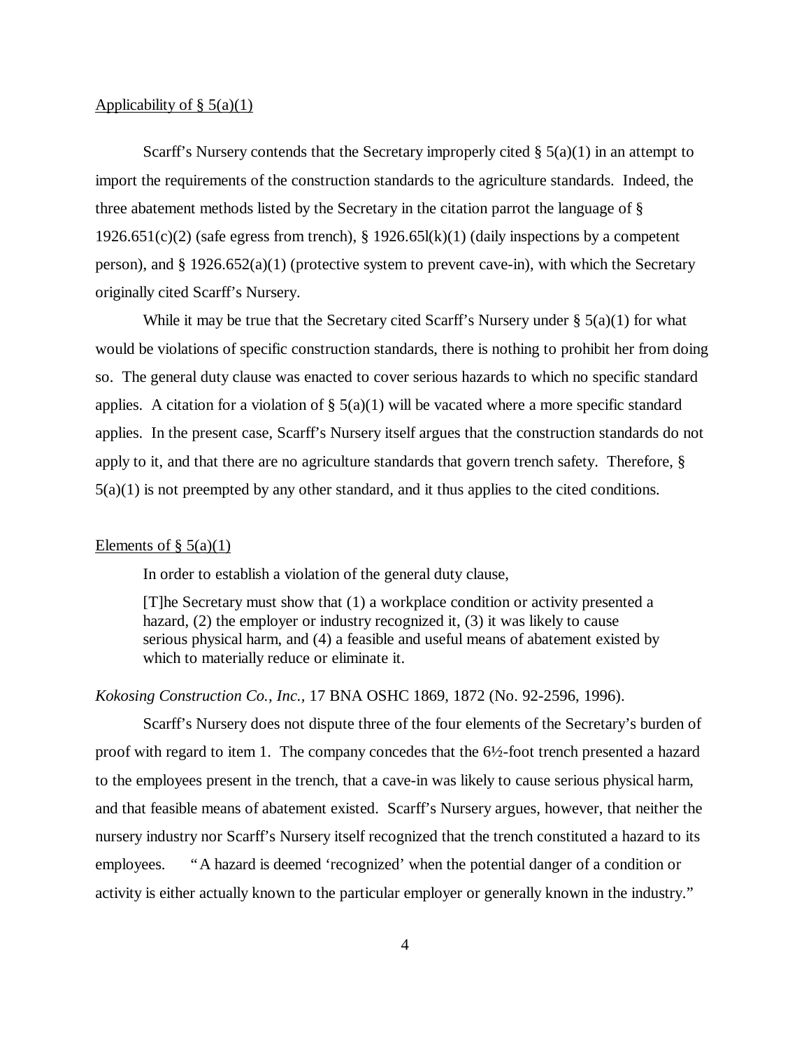Applicability of § 5(a)(1)

Scarff's Nursery contends that the Secretary improperly cited § 5(a)(1) in an attempt to import the requirements of the construction standards to the agriculture standards. Indeed, the three abatement methods listed by the Secretary in the citation parrot the language of § 1926.651(c)(2) (safe egress from trench), § 1926.65l(k)(1) (daily inspections by a competent person), and § 1926.652(a)(1) (protective system to prevent cave-in), with which the Secretary originally cited Scarff's Nursery.

While it may be true that the Secretary cited Scarff's Nursery under § 5(a)(1) for what would be violations of specific construction standards, there is nothing to prohibit her from doing so. The general duty clause was enacted to cover serious hazards to which no specific standard applies. A citation for a violation of § 5(a)(1) will be vacated where a more specific standard applies. In the present case, Scarff's Nursery itself argues that the construction standards do not apply to it, and that there are no agriculture standards that govern trench safety. Therefore, § 5(a)(1) is not preempted by any other standard, and it thus applies to the cited conditions.

Elements of § 5(a)(1)

In order to establish a violation of the general duty clause,

> [T]he Secretary must show that (1) a workplace condition or activity presented a hazard, (2) the employer or industry recognized it, (3) it was likely to cause serious physical harm, and (4) a feasible and useful means of abatement existed by which to materially reduce or eliminate it.

*Kokosing Construction Co., Inc.*, 17 BNA OSHC 1869, 1872 (No. 92-2596, 1996).

Scarff's Nursery does not dispute three of the four elements of the Secretary's burden of proof with regard to item 1. The company concedes that the 6½-foot trench presented a hazard to the employees present in the trench, that a cave-in was likely to cause serious physical harm, and that feasible means of abatement existed. Scarff's Nursery argues, however, that neither the nursery industry nor Scarff's Nursery itself recognized that the trench constituted a hazard to its employees. "A hazard is deemed 'recognized' when the potential danger of a condition or activity is either actually known to the particular employer or generally known in the industry."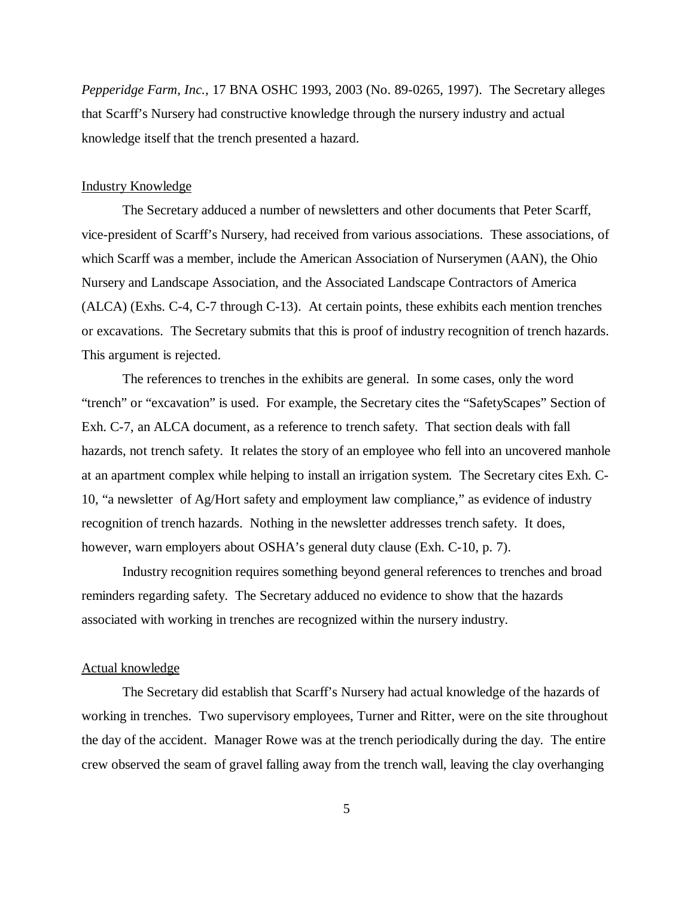*Pepperidge Farm, Inc.*, 17 BNA OSHC 1993, 2003 (No. 89-0265, 1997). The Secretary alleges that Scarff's Nursery had constructive knowledge through the nursery industry and actual knowledge itself that the trench presented a hazard.

Industry Knowledge

The Secretary adduced a number of newsletters and other documents that Peter Scarff, vice-president of Scarff's Nursery, had received from various associations. These associations, of which Scarff was a member, include the American Association of Nurserymen (AAN), the Ohio Nursery and Landscape Association, and the Associated Landscape Contractors of America (ALCA) (Exhs. C-4, C-7 through C-13). At certain points, these exhibits each mention trenches or excavations. The Secretary submits that this is proof of industry recognition of trench hazards. This argument is rejected.

The references to trenches in the exhibits are general. In some cases, only the word "trench" or "excavation" is used. For example, the Secretary cites the "SafetyScapes" Section of Exh. C-7, an ALCA document, as a reference to trench safety. That section deals with fall hazards, not trench safety. It relates the story of an employee who fell into an uncovered manhole at an apartment complex while helping to install an irrigation system. The Secretary cites Exh. C-10, "a newsletter of Ag/Hort safety and employment law compliance," as evidence of industry recognition of trench hazards. Nothing in the newsletter addresses trench safety. It does, however, warn employers about OSHA's general duty clause (Exh. C-10, p. 7).

Industry recognition requires something beyond general references to trenches and broad reminders regarding safety. The Secretary adduced no evidence to show that the hazards associated with working in trenches are recognized within the nursery industry.

Actual knowledge

The Secretary did establish that Scarff's Nursery had actual knowledge of the hazards of working in trenches. Two supervisory employees, Turner and Ritter, were on the site throughout the day of the accident. Manager Rowe was at the trench periodically during the day. The entire crew observed the seam of gravel falling away from the trench wall, leaving the clay overhanging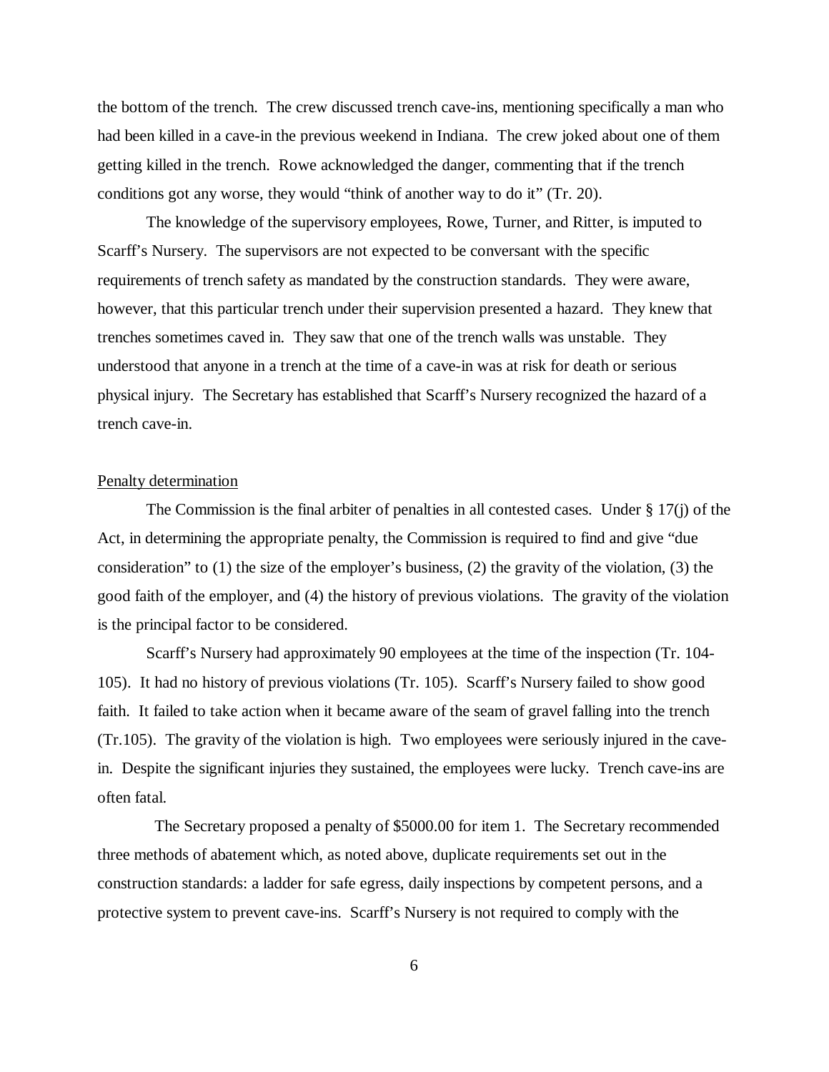the bottom of the trench. The crew discussed trench cave-ins, mentioning specifically a man who had been killed in a cave-in the previous weekend in Indiana. The crew joked about one of them getting killed in the trench. Rowe acknowledged the danger, commenting that if the trench conditions got any worse, they would "think of another way to do it" (Tr. 20).

The knowledge of the supervisory employees, Rowe, Turner, and Ritter, is imputed to Scarff's Nursery. The supervisors are not expected to be conversant with the specific requirements of trench safety as mandated by the construction standards. They were aware, however, that this particular trench under their supervision presented a hazard. They knew that trenches sometimes caved in. They saw that one of the trench walls was unstable. They understood that anyone in a trench at the time of a cave-in was at risk for death or serious physical injury. The Secretary has established that Scarff's Nursery recognized the hazard of a trench cave-in.

Penalty determination

The Commission is the final arbiter of penalties in all contested cases. Under § 17(j) of the Act, in determining the appropriate penalty, the Commission is required to find and give "due consideration" to (1) the size of the employer's business, (2) the gravity of the violation, (3) the good faith of the employer, and (4) the history of previous violations. The gravity of the violation is the principal factor to be considered.

Scarff's Nursery had approximately 90 employees at the time of the inspection (Tr. 104-105). It had no history of previous violations (Tr. 105). Scarff's Nursery failed to show good faith. It failed to take action when it became aware of the seam of gravel falling into the trench (Tr.105). The gravity of the violation is high. Two employees were seriously injured in the cave-in. Despite the significant injuries they sustained, the employees were lucky. Trench cave-ins are often fatal.

The Secretary proposed a penalty of $5000.00 for item 1. The Secretary recommended three methods of abatement which, as noted above, duplicate requirements set out in the construction standards: a ladder for safe egress, daily inspections by competent persons, and a protective system to prevent cave-ins. Scarff's Nursery is not required to comply with the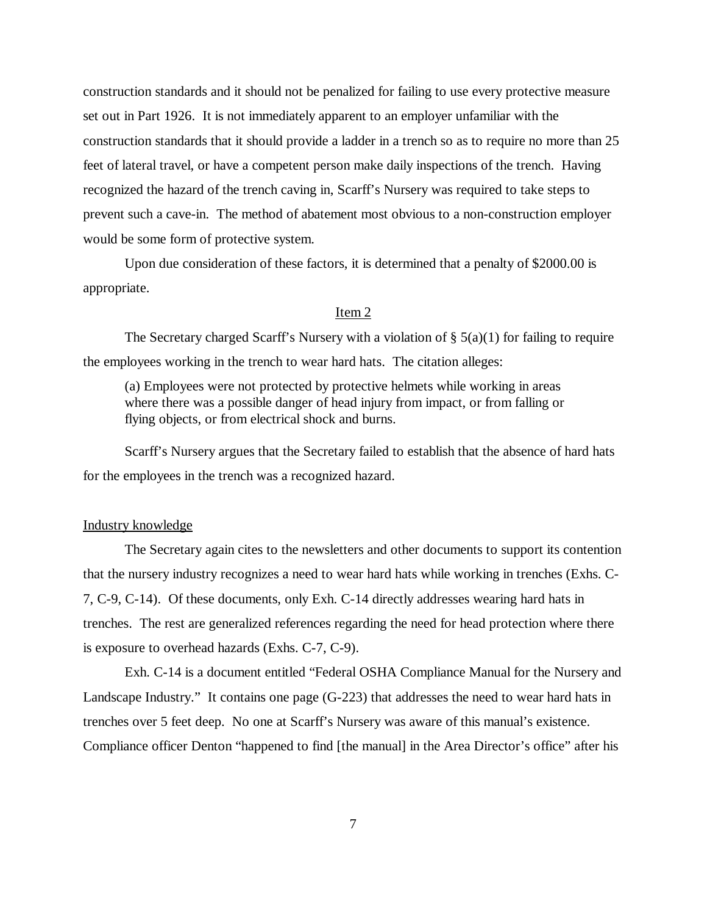construction standards and it should not be penalized for failing to use every protective measure set out in Part 1926. It is not immediately apparent to an employer unfamiliar with the construction standards that it should provide a ladder in a trench so as to require no more than 25 feet of lateral travel, or have a competent person make daily inspections of the trench. Having recognized the hazard of the trench caving in, Scarff's Nursery was required to take steps to prevent such a cave-in. The method of abatement most obvious to a non-construction employer would be some form of protective system.

Upon due consideration of these factors, it is determined that a penalty of $2000.00 is appropriate.

<u>Item 2</u>

The Secretary charged Scarff's Nursery with a violation of § 5(a)(1) for failing to require the employees working in the trench to wear hard hats. The citation alleges:

> (a) Employees were not protected by protective helmets while working in areas where there was a possible danger of head injury from impact, or from falling or flying objects, or from electrical shock and burns.

Scarff's Nursery argues that the Secretary failed to establish that the absence of hard hats for the employees in the trench was a recognized hazard.

<u>Industry knowledge</u>

The Secretary again cites to the newsletters and other documents to support its contention that the nursery industry recognizes a need to wear hard hats while working in trenches (Exhs. C-7, C-9, C-14). Of these documents, only Exh. C-14 directly addresses wearing hard hats in trenches. The rest are generalized references regarding the need for head protection where there is exposure to overhead hazards (Exhs. C-7, C-9).

Exh. C-14 is a document entitled "Federal OSHA Compliance Manual for the Nursery and Landscape Industry." It contains one page (G-223) that addresses the need to wear hard hats in trenches over 5 feet deep. No one at Scarff's Nursery was aware of this manual's existence. Compliance officer Denton "happened to find [the manual] in the Area Director's office" after his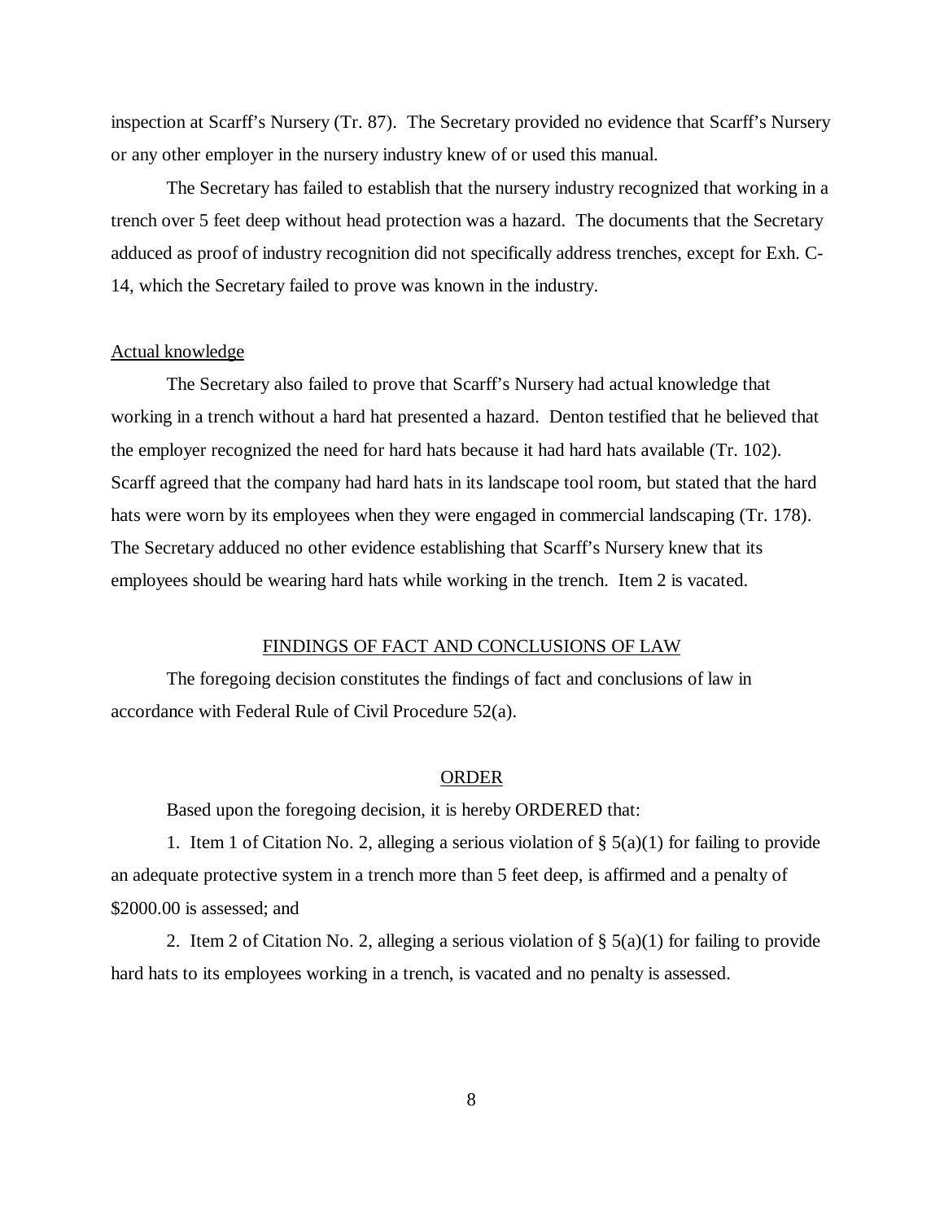inspection at Scarff's Nursery (Tr. 87). The Secretary provided no evidence that Scarff's Nursery or any other employer in the nursery industry knew of or used this manual.

The Secretary has failed to establish that the nursery industry recognized that working in a trench over 5 feet deep without head protection was a hazard. The documents that the Secretary adduced as proof of industry recognition did not specifically address trenches, except for Exh. C-14, which the Secretary failed to prove was known in the industry.

Actual knowledge

The Secretary also failed to prove that Scarff's Nursery had actual knowledge that working in a trench without a hard hat presented a hazard. Denton testified that he believed that the employer recognized the need for hard hats because it had hard hats available (Tr. 102). Scarff agreed that the company had hard hats in its landscape tool room, but stated that the hard hats were worn by its employees when they were engaged in commercial landscaping (Tr. 178). The Secretary adduced no other evidence establishing that Scarff's Nursery knew that its employees should be wearing hard hats while working in the trench. Item 2 is vacated.

## FINDINGS OF FACT AND CONCLUSIONS OF LAW

The foregoing decision constitutes the findings of fact and conclusions of law in accordance with Federal Rule of Civil Procedure 52(a).

## ORDER

Based upon the foregoing decision, it is hereby ORDERED that:

1. Item 1 of Citation No. 2, alleging a serious violation of § 5(a)(1) for failing to provide an adequate protective system in a trench more than 5 feet deep, is affirmed and a penalty of $2000.00 is assessed; and

2. Item 2 of Citation No. 2, alleging a serious violation of § 5(a)(1) for failing to provide hard hats to its employees working in a trench, is vacated and no penalty is assessed.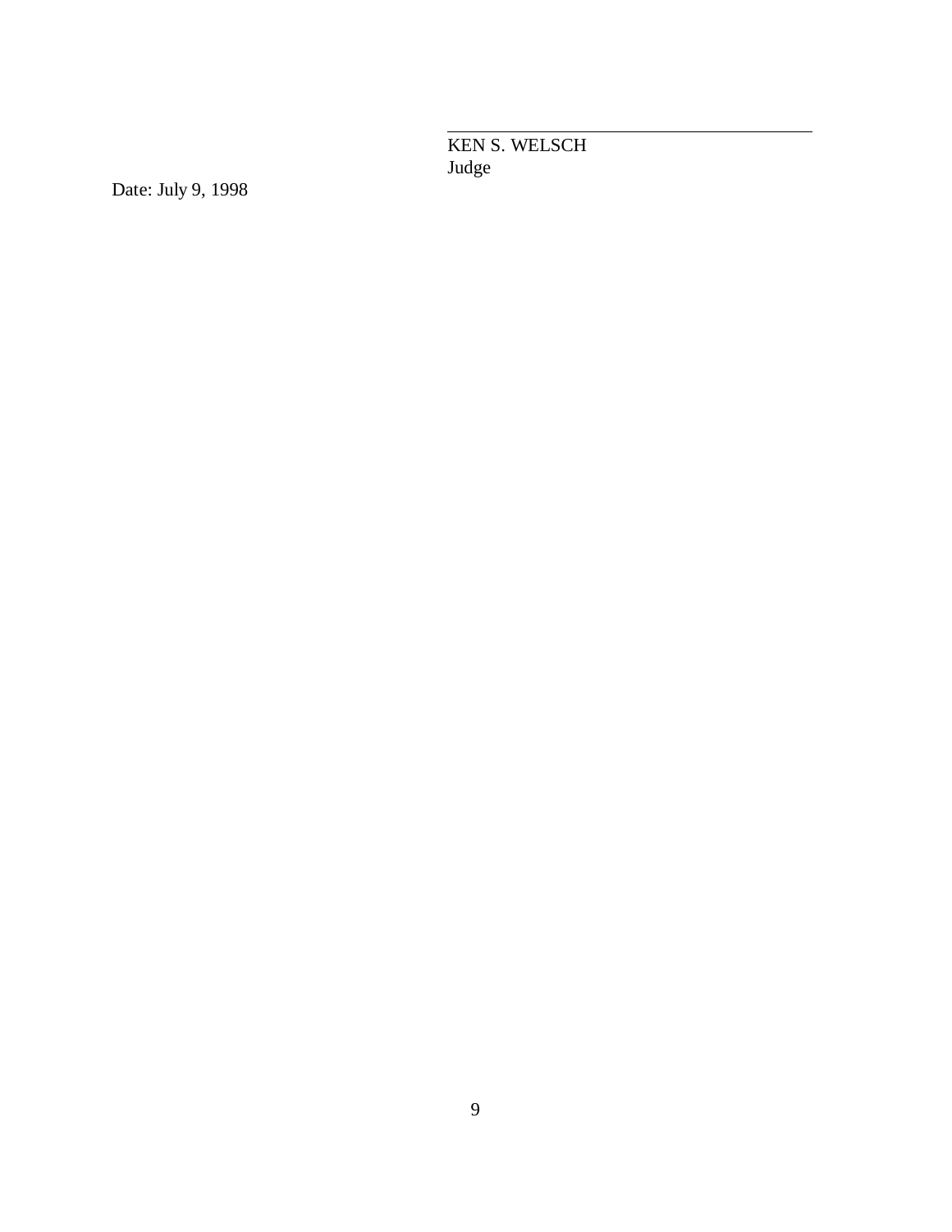\_\_\_\_\_\_\_\_\_\_\_\_\_\_\_\_\_\_\_\_\_\_\_\_\_\_\_\_\_\_\_\_\_\_\_\_\_\_\_\_

KEN S. WELSCH  
Judge

Date: July 9, 1998